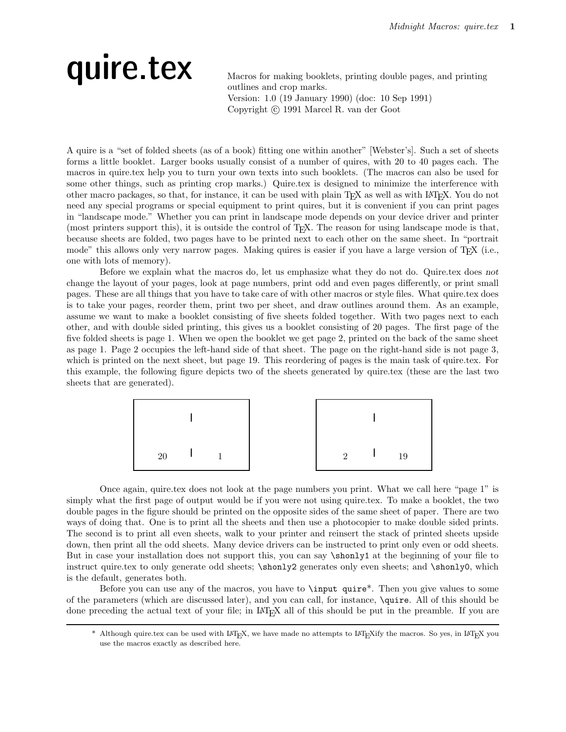# quire.tex

Macros for making booklets, printing double pages, and printing outlines and crop marks.
Version: 1.0 (19 January 1990) (doc: 10 Sep 1991)
Copyright © 1991 Marcel R. van der Goot

A quire is a "set of folded sheets (as of a book) fitting one within another" [Webster's]. Such a set of sheets forms a little booklet. Larger books usually consist of a number of quires, with 20 to 40 pages each. The macros in quire.tex help you to turn your own texts into such booklets. (The macros can also be used for some other things, such as printing crop marks.) Quire.tex is designed to minimize the interference with other macro packages, so that, for instance, it can be used with plain TeX as well as with LaTeX. You do not need any special programs or special equipment to print quires, but it is convenient if you can print pages in "landscape mode." Whether you can print in landscape mode depends on your device driver and printer (most printers support this), it is outside the control of TeX. The reason for using landscape mode is that, because sheets are folded, two pages have to be printed next to each other on the same sheet. In "portrait mode" this allows only very narrow pages. Making quires is easier if you have a large version of TeX (i.e., one with lots of memory).

Before we explain what the macros do, let us emphasize what they do not do. Quire.tex does *not* change the layout of your pages, look at page numbers, print odd and even pages differently, or print small pages. These are all things that you have to take care of with other macros or style files. What quire.tex does is to take your pages, reorder them, print two per sheet, and draw outlines around them. As an example, assume we want to make a booklet consisting of five sheets folded together. With two pages next to each other, and with double sided printing, this gives us a booklet consisting of 20 pages. The first page of the five folded sheets is page 1. When we open the booklet we get page 2, printed on the back of the same sheet as page 1. Page 2 occupies the left-hand side of that sheet. The page on the right-hand side is not page 3, which is printed on the next sheet, but page 19. This reordering of pages is the main task of quire.tex. For this example, the following figure depicts two of the sheets generated by quire.tex (these are the last two sheets that are generated).

```
+---------------------+     +---------------------+
|          |          |     |          |          |
|                     |     |                     |
|   20     |     1    |     |    2     |    19    |
+---------------------+     +---------------------+
```

Once again, quire.tex does not look at the page numbers you print. What we call here "page 1" is simply what the first page of output would be if you were not using quire.tex. To make a booklet, the two double pages in the figure should be printed on the opposite sides of the same sheet of paper. There are two ways of doing that. One is to print all the sheets and then use a photocopier to make double sided prints. The second is to print all even sheets, walk to your printer and reinsert the stack of printed sheets upside down, then print all the odd sheets. Many device drivers can be instructed to print only even or odd sheets. But in case your installation does not support this, you can say `\shonly1` at the beginning of your file to instruct quire.tex to only generate odd sheets; `\shonly2` generates only even sheets; and `\shonly0`, which is the default, generates both.

Before you can use any of the macros, you have to `\input quire`*. Then you give values to some of the parameters (which are discussed later), and you can call, for instance, `\quire`. All of this should be done preceding the actual text of your file; in LaTeX all of this should be put in the preamble. If you are

---

\* Although quire.tex can be used with LaTeX, we have made no attempts to LaTeXify the macros. So yes, in LaTeX you use the macros exactly as described here.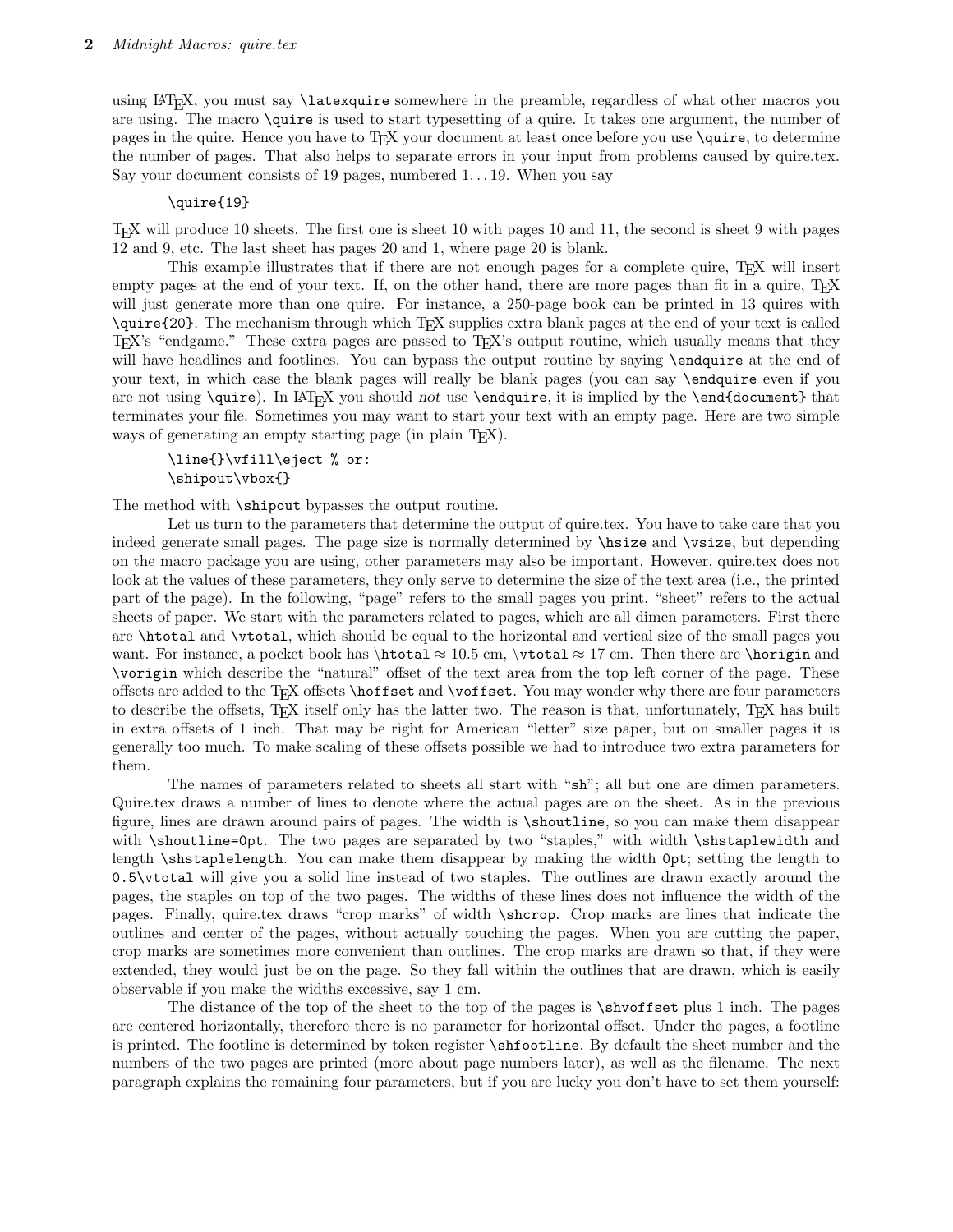using LaTeX, you must say `\latexquire` somewhere in the preamble, regardless of what other macros you are using. The macro `\quire` is used to start typesetting of a quire. It takes one argument, the number of pages in the quire. Hence you have to TeX your document at least once before you use `\quire`, to determine the number of pages. That also helps to separate errors in your input from problems caused by quire.tex. Say your document consists of 19 pages, numbered 1...19. When you say

```
\quire{19}
```

TeX will produce 10 sheets. The first one is sheet 10 with pages 10 and 11, the second is sheet 9 with pages 12 and 9, etc. The last sheet has pages 20 and 1, where page 20 is blank.

This example illustrates that if there are not enough pages for a complete quire, TeX will insert empty pages at the end of your text. If, on the other hand, there are more pages than fit in a quire, TeX will just generate more than one quire. For instance, a 250-page book can be printed in 13 quires with `\quire{20}`. The mechanism through which TeX supplies extra blank pages at the end of your text is called TeX's "endgame." These extra pages are passed to TeX's output routine, which usually means that they will have headlines and footlines. You can bypass the output routine by saying `\endquire` at the end of your text, in which case the blank pages will really be blank pages (you can say `\endquire` even if you are not using `\quire`). In LaTeX you should *not* use `\endquire`, it is implied by the `\end{document}` that terminates your file. Sometimes you may want to start your text with an empty page. Here are two simple ways of generating an empty starting page (in plain TeX).

```
\line{}\vfill\eject % or:
\shipout\vbox{}
```

The method with `\shipout` bypasses the output routine.

Let us turn to the parameters that determine the output of quire.tex. You have to take care that you indeed generate small pages. The page size is normally determined by `\hsize` and `\vsize`, but depending on the macro package you are using, other parameters may also be important. However, quire.tex does not look at the values of these parameters, they only serve to determine the size of the text area (i.e., the printed part of the page). In the following, "page" refers to the small pages you print, "sheet" refers to the actual sheets of paper. We start with the parameters related to pages, which are all dimen parameters. First there are `\htotal` and `\vtotal`, which should be equal to the horizontal and vertical size of the small pages you want. For instance, a pocket book has `\htotal` $\approx$ 10.5 cm, `\vtotal` $\approx$ 17 cm. Then there are `\horigin` and `\vorigin` which describe the "natural" offset of the text area from the top left corner of the page. These offsets are added to the TeX offsets `\hoffset` and `\voffset`. You may wonder why there are four parameters to describe the offsets, TeX itself only has the latter two. The reason is that, unfortunately, TeX has built in extra offsets of 1 inch. That may be right for American "letter" size paper, but on smaller pages it is generally too much. To make scaling of these offsets possible we had to introduce two extra parameters for them.

The names of parameters related to sheets all start with "`sh`"; all but one are dimen parameters. Quire.tex draws a number of lines to denote where the actual pages are on the sheet. As in the previous figure, lines are drawn around pairs of pages. The width is `\shoutline`, so you can make them disappear with `\shoutline=0pt`. The two pages are separated by two "staples," with width `\shstaplewidth` and length `\shstaplelength`. You can make them disappear by making the width `0pt`; setting the length to `0.5\vtotal` will give you a solid line instead of two staples. The outlines are drawn exactly around the pages, the staples on top of the two pages. The widths of these lines does not influence the width of the pages. Finally, quire.tex draws "crop marks" of width `\shcrop`. Crop marks are lines that indicate the outlines and center of the pages, without actually touching the pages. When you are cutting the paper, crop marks are sometimes more convenient than outlines. The crop marks are drawn so that, if they were extended, they would just be on the page. So they fall within the outlines that are drawn, which is easily observable if you make the widths excessive, say 1 cm.

The distance of the top of the sheet to the top of the pages is `\shvoffset` plus 1 inch. The pages are centered horizontally, therefore there is no parameter for horizontal offset. Under the pages, a footline is printed. The footline is determined by token register `\shfootline`. By default the sheet number and the numbers of the two pages are printed (more about page numbers later), as well as the filename. The next paragraph explains the remaining four parameters, but if you are lucky you don't have to set them yourself: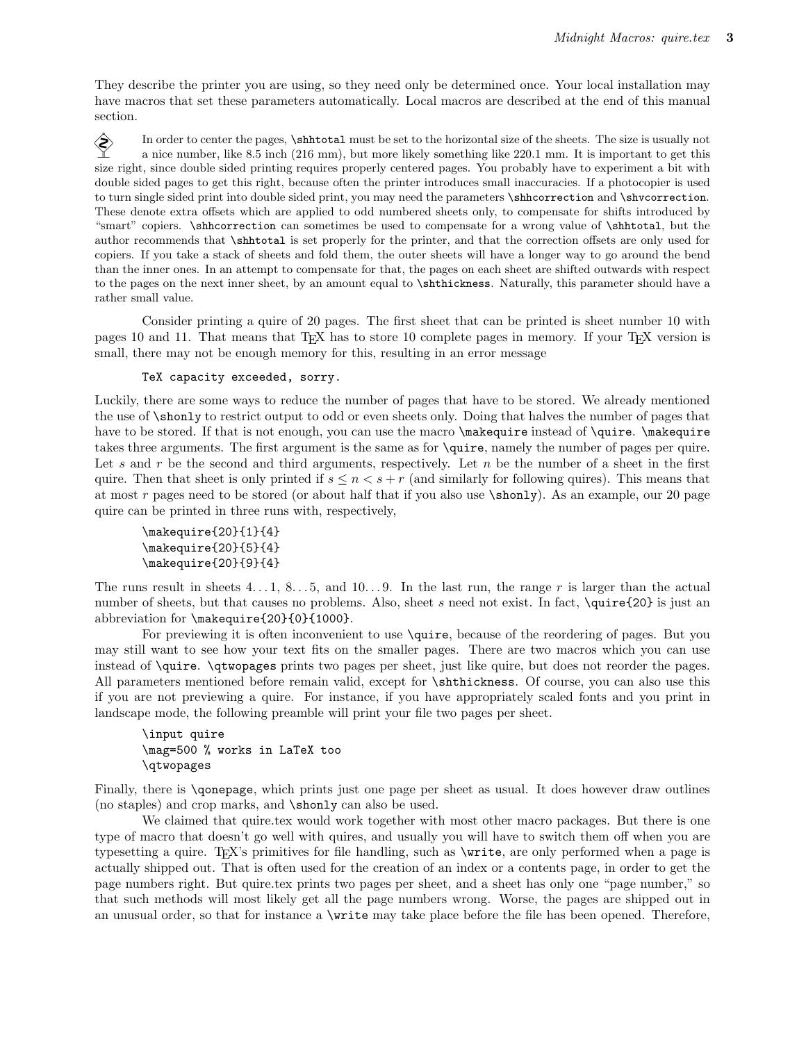They describe the printer you are using, so they need only be determined once. Your local installation may have macros that set these parameters automatically. Local macros are described at the end of this manual section.

In order to center the pages, `\shhtotal` must be set to the horizontal size of the sheets. The size is usually not a nice number, like 8.5 inch (216 mm), but more likely something like 220.1 mm. It is important to get this size right, since double sided printing requires properly centered pages. You probably have to experiment a bit with double sided pages to get this right, because often the printer introduces small inaccuracies. If a photocopier is used to turn single sided print into double sided print, you may need the parameters `\shhcorrection` and `\shvcorrection`. These denote extra offsets which are applied to odd numbered sheets only, to compensate for shifts introduced by "smart" copiers. `\shhcorrection` can sometimes be used to compensate for a wrong value of `\shhtotal`, but the author recommends that `\shhtotal` is set properly for the printer, and that the correction offsets are only used for copiers. If you take a stack of sheets and fold them, the outer sheets will have a longer way to go around the bend than the inner ones. In an attempt to compensate for that, the pages on each sheet are shifted outwards with respect to the pages on the next inner sheet, by an amount equal to `\shthickness`. Naturally, this parameter should have a rather small value.

Consider printing a quire of 20 pages. The first sheet that can be printed is sheet number 10 with pages 10 and 11. That means that TeX has to store 10 complete pages in memory. If your TeX version is small, there may not be enough memory for this, resulting in an error message

```
TeX capacity exceeded, sorry.
```

Luckily, there are some ways to reduce the number of pages that have to be stored. We already mentioned the use of `\shonly` to restrict output to odd or even sheets only. Doing that halves the number of pages that have to be stored. If that is not enough, you can use the macro `\makequire` instead of `\quire`. `\makequire` takes three arguments. The first argument is the same as for `\quire`, namely the number of pages per quire. Let $s$ and $r$ be the second and third arguments, respectively. Let $n$ be the number of a sheet in the first quire. Then that sheet is only printed if $s \leq n < s + r$ (and similarly for following quires). This means that at most $r$ pages need to be stored (or about half that if you also use `\shonly`). As an example, our 20 page quire can be printed in three runs with, respectively,

```
\makequire{20}{1}{4}
\makequire{20}{5}{4}
\makequire{20}{9}{4}
```

The runs result in sheets 4…1, 8…5, and 10…9. In the last run, the range $r$ is larger than the actual number of sheets, but that causes no problems. Also, sheet $s$ need not exist. In fact, `\quire{20}` is just an abbreviation for `\makequire{20}{0}{1000}`.

For previewing it is often inconvenient to use `\quire`, because of the reordering of pages. But you may still want to see how your text fits on the smaller pages. There are two macros which you can use instead of `\quire`. `\qtwopages` prints two pages per sheet, just like quire, but does not reorder the pages. All parameters mentioned before remain valid, except for `\shthickness`. Of course, you can also use this if you are not previewing a quire. For instance, if you have appropriately scaled fonts and you print in landscape mode, the following preamble will print your file two pages per sheet.

```
\input quire
\mag=500 % works in LaTeX too
\qtwopages
```

Finally, there is `\qonepage`, which prints just one page per sheet as usual. It does however draw outlines (no staples) and crop marks, and `\shonly` can also be used.

We claimed that quire.tex would work together with most other macro packages. But there is one type of macro that doesn't go well with quires, and usually you will have to switch them off when you are typesetting a quire. TeX's primitives for file handling, such as `\write`, are only performed when a page is actually shipped out. That is often used for the creation of an index or a contents page, in order to get the page numbers right. But quire.tex prints two pages per sheet, and a sheet has only one "page number," so that such methods will most likely get all the page numbers wrong. Worse, the pages are shipped out in an unusual order, so that for instance a `\write` may take place before the file has been opened. Therefore,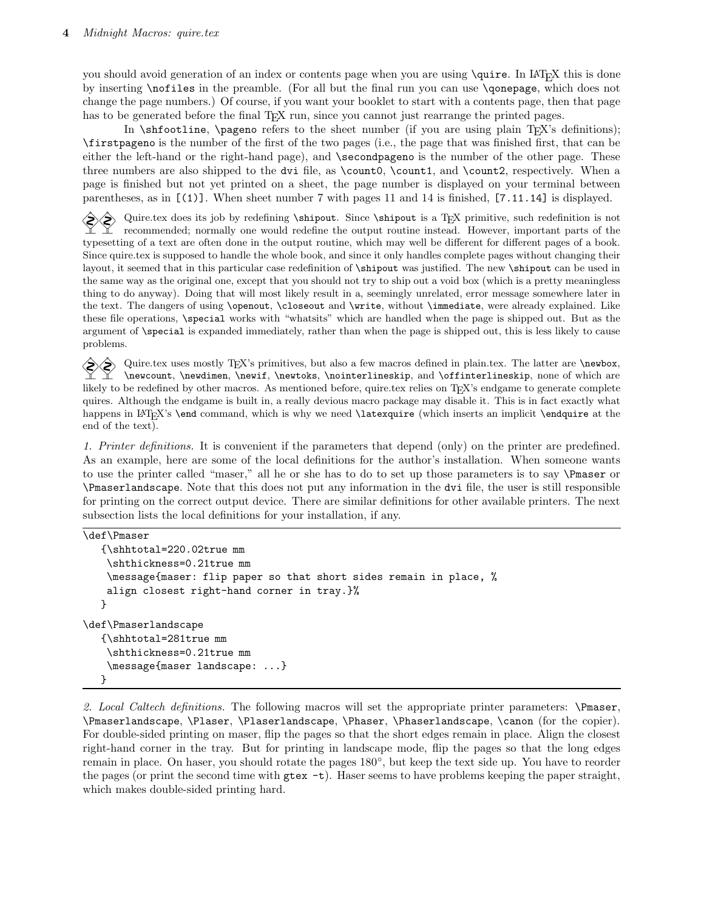you should avoid generation of an index or contents page when you are using `\quire`. In LaTeX this is done by inserting `\nofiles` in the preamble. (For all but the final run you can use `\qonepage`, which does not change the page numbers.) Of course, if you want your booklet to start with a contents page, then that page has to be generated before the final TeX run, since you cannot just rearrange the printed pages.

In `\shfootline`, `\pageno` refers to the sheet number (if you are using plain TeX's definitions); `\firstpageno` is the number of the first of the two pages (i.e., the page that was finished first, that can be either the left-hand or the right-hand page), and `\secondpageno` is the number of the other page. These three numbers are also shipped to the `dvi` file, as `\count0`, `\count1`, and `\count2`, respectively. When a page is finished but not yet printed on a sheet, the page number is displayed on your terminal between parentheses, as in `[(1)]`. When sheet number 7 with pages 11 and 14 is finished, `[7.11.14]` is displayed.

Quire.tex does its job by redefining `\shipout`. Since `\shipout` is a TeX primitive, such redefinition is not recommended; normally one would redefine the output routine instead. However, important parts of the typesetting of a text are often done in the output routine, which may well be different for different pages of a book. Since quire.tex is supposed to handle the whole book, and since it only handles complete pages without changing their layout, it seemed that in this particular case redefinition of `\shipout` was justified. The new `\shipout` can be used in the same way as the original one, except that you should not try to ship out a void box (which is a pretty meaningless thing to do anyway). Doing that will most likely result in a, seemingly unrelated, error message somewhere later in the text. The dangers of using `\openout`, `\closeout` and `\write`, without `\immediate`, were already explained. Like these file operations, `\special` works with "whatsits" which are handled when the page is shipped out. But as the argument of `\special` is expanded immediately, rather than when the page is shipped out, this is less likely to cause problems.

Quire.tex uses mostly TeX's primitives, but also a few macros defined in plain.tex. The latter are `\newbox`, `\newcount`, `\newdimen`, `\newif`, `\newtoks`, `\nointerlineskip`, and `\offinterlineskip`, none of which are likely to be redefined by other macros. As mentioned before, quire.tex relies on TeX's endgame to generate complete quires. Although the endgame is built in, a really devious macro package may disable it. This is in fact exactly what happens in LaTeX's `\end` command, which is why we need `\latexquire` (which inserts an implicit `\endquire` at the end of the text).

*1. Printer definitions.* It is convenient if the parameters that depend (only) on the printer are predefined. As an example, here are some of the local definitions for the author's installation. When someone wants to use the printer called "maser," all he or she has to do to set up those parameters is to say `\Pmaser` or `\Pmaserlandscape`. Note that this does not put any information in the `dvi` file, the user is still responsible for printing on the correct output device. There are similar definitions for other available printers. The next subsection lists the local definitions for your installation, if any.

```
\def\Pmaser
   {\shhtotal=220.02true mm
    \shthickness=0.21true mm
    \message{maser: flip paper so that short sides remain in place, %
    align closest right-hand corner in tray.}%
   }
\def\Pmaserlandscape
   {\shhtotal=281true mm
    \shthickness=0.21true mm
    \message{maser landscape: ...}
   }
```

*2. Local Caltech definitions.* The following macros will set the appropriate printer parameters: `\Pmaser`, `\Pmaserlandscape`, `\Plaser`, `\Plaserlandscape`, `\Phaser`, `\Phaserlandscape`, `\canon` (for the copier). For double-sided printing on maser, flip the pages so that the short edges remain in place. Align the closest right-hand corner in the tray. But for printing in landscape mode, flip the pages so that the long edges remain in place. On haser, you should rotate the pages 180°, but keep the text side up. You have to reorder the pages (or print the second time with `gtex -t`). Haser seems to have problems keeping the paper straight, which makes double-sided printing hard.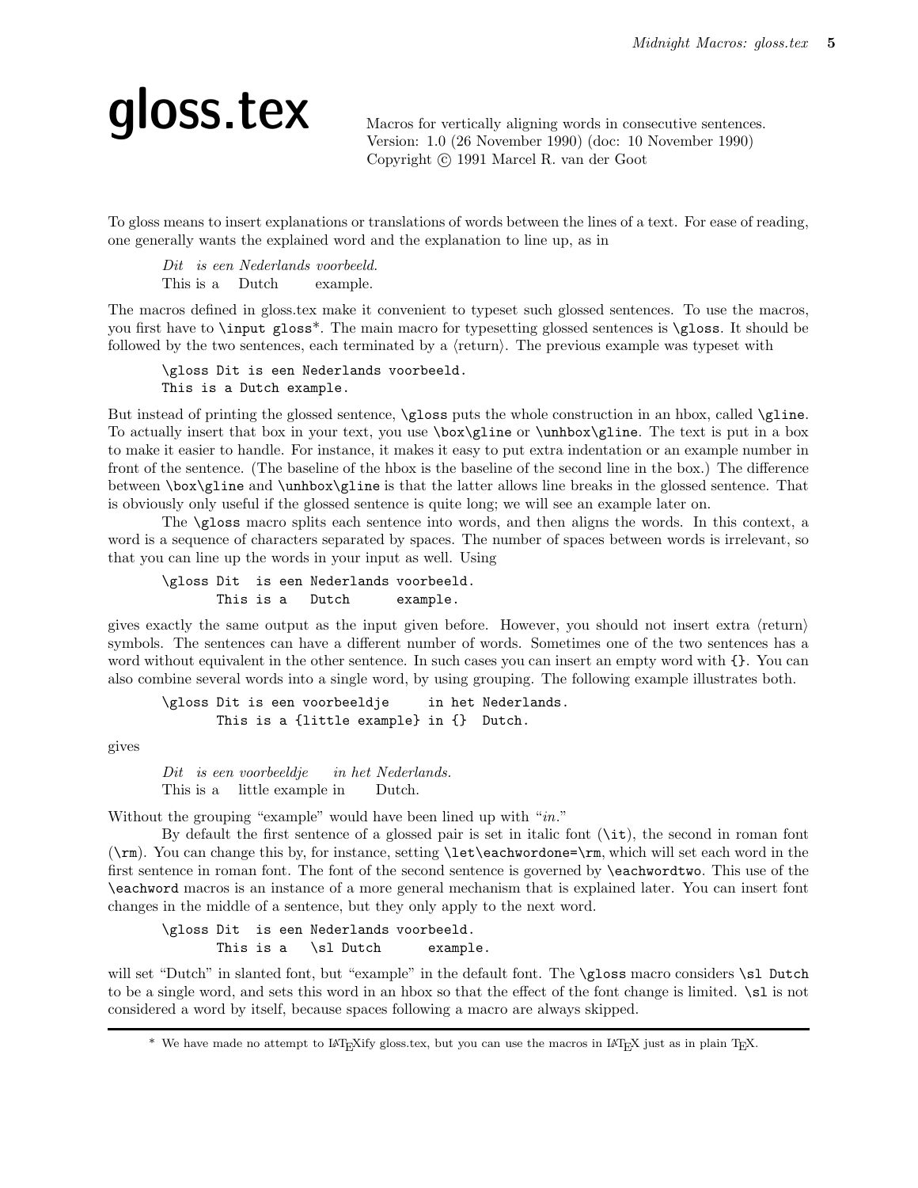# gloss.tex

Macros for vertically aligning words in consecutive sentences.
Version: 1.0 (26 November 1990) (doc: 10 November 1990)
Copyright © 1991 Marcel R. van der Goot

To gloss means to insert explanations or translations of words between the lines of a text. For ease of reading, one generally wants the explained word and the explanation to line up, as in

> *Dit* &nbsp; *is een Nederlands voorbeeld.*
> This is a &nbsp; Dutch &nbsp;&nbsp;&nbsp; example.

The macros defined in gloss.tex make it convenient to typeset such glossed sentences. To use the macros, you first have to `\input gloss`*. The main macro for typesetting glossed sentences is `\gloss`. It should be followed by the two sentences, each terminated by a ⟨return⟩. The previous example was typeset with

```
\gloss Dit is een Nederlands voorbeeld.
This is a Dutch example.
```

But instead of printing the glossed sentence, `\gloss` puts the whole construction in an hbox, called `\gline`. To actually insert that box in your text, you use `\box\gline` or `\unhbox\gline`. The text is put in a box to make it easier to handle. For instance, it makes it easy to put extra indentation or an example number in front of the sentence. (The baseline of the hbox is the baseline of the second line in the box.) The difference between `\box\gline` and `\unhbox\gline` is that the latter allows line breaks in the glossed sentence. That is obviously only useful if the glossed sentence is quite long; we will see an example later on.

The `\gloss` macro splits each sentence into words, and then aligns the words. In this context, a word is a sequence of characters separated by spaces. The number of spaces between words is irrelevant, so that you can line up the words in your input as well. Using

```
\gloss Dit  is een Nederlands voorbeeld.
       This is a   Dutch      example.
```

gives exactly the same output as the input given before. However, you should not insert extra ⟨return⟩ symbols. The sentences can have a different number of words. Sometimes one of the two sentences has a word without equivalent in the other sentence. In such cases you can insert an empty word with `{}`. You can also combine several words into a single word, by using grouping. The following example illustrates both.

```
\gloss Dit is een voorbeeldje     in het Nederlands.
       This is a {little example} in {}  Dutch.
```

gives

> *Dit* &nbsp; *is een voorbeeldje* &nbsp;&nbsp; *in het Nederlands.*
> This is a &nbsp; little example in &nbsp;&nbsp; Dutch.

Without the grouping "example" would have been lined up with "*in*."

By default the first sentence of a glossed pair is set in italic font (`\it`), the second in roman font (`\rm`). You can change this by, for instance, setting `\let\eachwordone=\rm`, which will set each word in the first sentence in roman font. The font of the second sentence is governed by `\eachwordtwo`. This use of the `\eachword` macros is an instance of a more general mechanism that is explained later. You can insert font changes in the middle of a sentence, but they only apply to the next word.

```
\gloss Dit  is een Nederlands voorbeeld.
       This is a   \sl Dutch      example.
```

will set "Dutch" in slanted font, but "example" in the default font. The `\gloss` macro considers `\sl Dutch` to be a single word, and sets this word in an hbox so that the effect of the font change is limited. `\sl` is not considered a word by itself, because spaces following a macro are always skipped.

---

\* We have made no attempt to LaTeXify gloss.tex, but you can use the macros in LaTeX just as in plain TeX.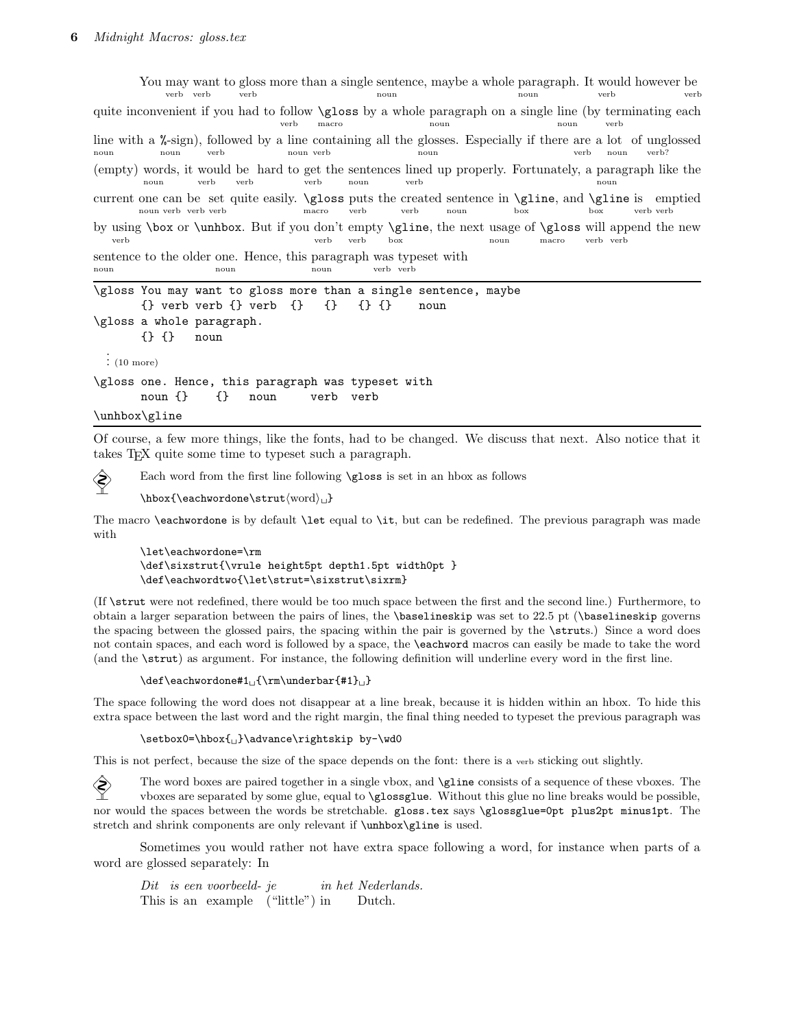You may want to gloss more than a single sentence, maybe a whole paragraph. It would however be quite inconvenient if you had to follow `\gloss` by a whole paragraph on a single line (by terminating each line with a %-sign), followed by a line containing all the glosses. Especially if there are a lot of unglossed (empty) words, it would be hard to get the sentences lined up properly. Fortunately, a paragraph like the current one can be set quite easily. `\gloss` puts the created sentence in `\gline`, and `\gline` is emptied by using `\box` or `\unhbox`. But if you don't empty `\gline`, the next usage of `\gloss` will append the new sentence to the older one. Hence, this paragraph was typeset with

```
\gloss You may want to gloss more than a single sentence, maybe
       {} verb verb {} verb  {}   {}   {} {}    noun
\gloss a whole paragraph.
       {} {}   noun
  ⋮ (10 more)
\gloss one. Hence, this paragraph was typeset with
       noun {}    {}   noun      verb  verb
\unhbox\gline
```

Of course, a few more things, like the fonts, had to be changed. We discuss that next. Also notice that it takes TEX quite some time to typeset such a paragraph.

Each word from the first line following `\gloss` is set in an hbox as follows

`\hbox{\eachwordone\strut⟨word⟩␣}`

The macro `\eachwordone` is by default `\let` equal to `\it`, but can be redefined. The previous paragraph was made with

```
\let\eachwordone=\rm
\def\sixstrut{\vrule height5pt depth1.5pt width0pt }
\def\eachwordtwo{\let\strut=\sixstrut\sixrm}
```

(If `\strut` were not redefined, there would be too much space between the first and the second line.) Furthermore, to obtain a larger separation between the pairs of lines, the `\baselineskip` was set to 22.5 pt (`\baselineskip` governs the spacing between the glossed pairs, the spacing within the pair is governed by the `\strut`s.) Since a word does not contain spaces, and each word is followed by a space, the `\eachword` macros can easily be made to take the word (and the `\strut`) as argument. For instance, the following definition will underline every word in the first line.

`\def\eachwordone#1␣{\rm\underbar{#1}␣}`

The space following the word does not disappear at a line break, because it is hidden within an hbox. To hide this extra space between the last word and the right margin, the final thing needed to typeset the previous paragraph was

`\setbox0=\hbox{␣}\advance\rightskip by-\wd0`

This is not perfect, because the size of the space depends on the font: there is a verb sticking out slightly.

The word boxes are paired together in a single vbox, and `\gline` consists of a sequence of these vboxes. The vboxes are separated by some glue, equal to `\glossglue`. Without this glue no line breaks would be possible, nor would the spaces between the words be stretchable. `gloss.tex` says `\glossglue=0pt plus2pt minus1pt`. The stretch and shrink components are only relevant if `\unhbox\gline` is used.

Sometimes you would rather not have extra space following a word, for instance when parts of a word are glossed separately: In

*Dit* *is een voorbeeld- je* *in het Nederlands.*
This is an example ("little") in Dutch.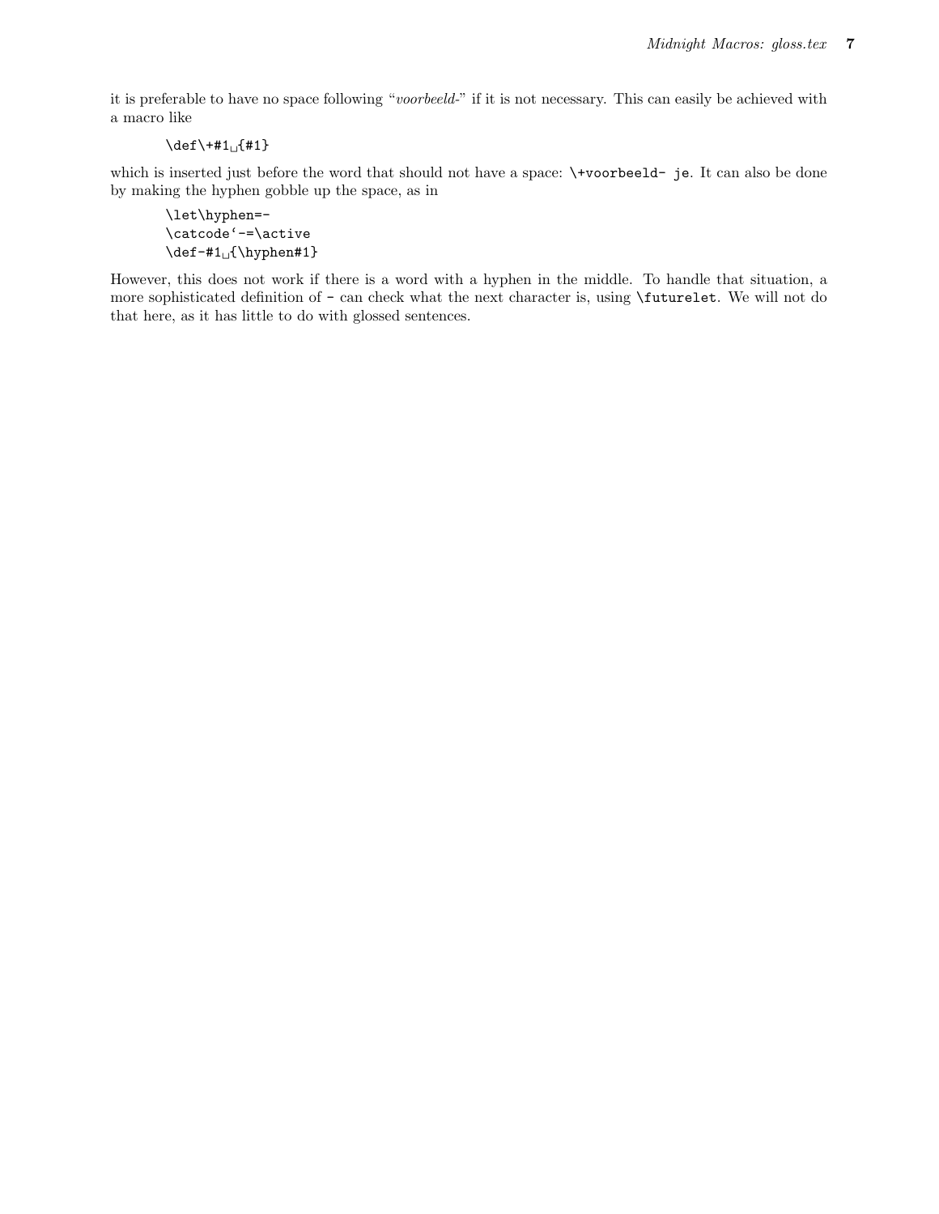it is preferable to have no space following "*voorbeeld-*" if it is not necessary. This can easily be achieved with a macro like

```
\def\+#1␣{#1}
```

which is inserted just before the word that should not have a space: `\+voorbeeld- je`. It can also be done by making the hyphen gobble up the space, as in

```
\let\hyphen=-
\catcode`-=\active
\def-#1␣{\hyphen#1}
```

However, this does not work if there is a word with a hyphen in the middle. To handle that situation, a more sophisticated definition of `-` can check what the next character is, using `\futurelet`. We will not do that here, as it has little to do with glossed sentences.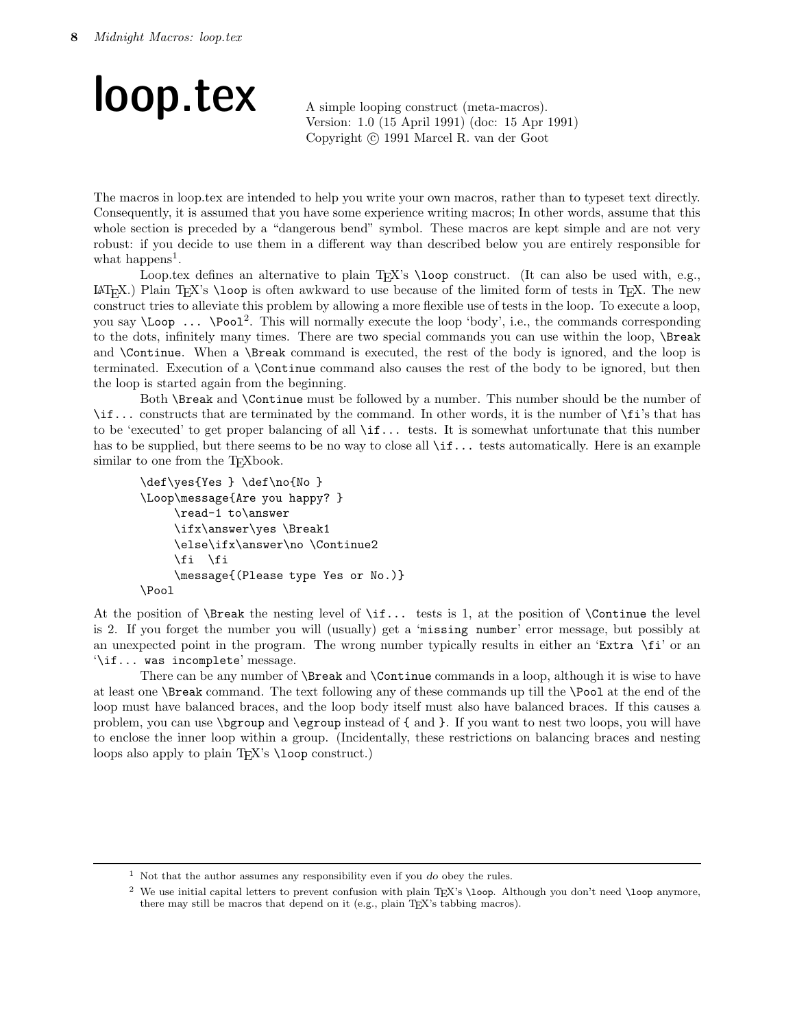# loop.tex

A simple looping construct (meta-macros).
Version: 1.0 (15 April 1991) (doc: 15 Apr 1991)
Copyright © 1991 Marcel R. van der Goot

The macros in loop.tex are intended to help you write your own macros, rather than to typeset text directly. Consequently, it is assumed that you have some experience writing macros; In other words, assume that this whole section is preceded by a "dangerous bend" symbol. These macros are kept simple and are not very robust: if you decide to use them in a different way than described below you are entirely responsible for what happens[1].

Loop.tex defines an alternative to plain TEX's `\loop` construct. (It can also be used with, e.g., LATEX.) Plain TEX's `\loop` is often awkward to use because of the limited form of tests in TEX. The new construct tries to alleviate this problem by allowing a more flexible use of tests in the loop. To execute a loop, you say `\Loop ... \Pool`[2]. This will normally execute the loop 'body', i.e., the commands corresponding to the dots, infinitely many times. There are two special commands you can use within the loop, `\Break` and `\Continue`. When a `\Break` command is executed, the rest of the body is ignored, and the loop is terminated. Execution of a `\Continue` command also causes the rest of the body to be ignored, but then the loop is started again from the beginning.

Both `\Break` and `\Continue` must be followed by a number. This number should be the number of `\if...` constructs that are terminated by the command. In other words, it is the number of `\fi`'s that has to be 'executed' to get proper balancing of all `\if...` tests. It is somewhat unfortunate that this number has to be supplied, but there seems to be no way to close all `\if...` tests automatically. Here is an example similar to one from the TEXbook.

```
\def\yes{Yes } \def\no{No }
\Loop\message{Are you happy? }
     \read-1 to\answer
     \ifx\answer\yes \Break1
     \else\ifx\answer\no \Continue2
     \fi  \fi
     \message{(Please type Yes or No.)}
\Pool
```

At the position of `\Break` the nesting level of `\if...` tests is 1, at the position of `\Continue` the level is 2. If you forget the number you will (usually) get a '`missing number`' error message, but possibly at an unexpected point in the program. The wrong number typically results in either an '`Extra \fi`' or an '`\if... was incomplete`' message.

There can be any number of `\Break` and `\Continue` commands in a loop, although it is wise to have at least one `\Break` command. The text following any of these commands up till the `\Pool` at the end of the loop must have balanced braces, and the loop body itself must also have balanced braces. If this causes a problem, you can use `\bgroup` and `\egroup` instead of `{` and `}`. If you want to nest two loops, you will have to enclose the inner loop within a group. (Incidentally, these restrictions on balancing braces and nesting loops also apply to plain TEX's `\loop` construct.)

---

[1] Not that the author assumes any responsibility even if you *do* obey the rules.

[2] We use initial capital letters to prevent confusion with plain TEX's `\loop`. Although you don't need `\loop` anymore, there may still be macros that depend on it (e.g., plain TEX's tabbing macros).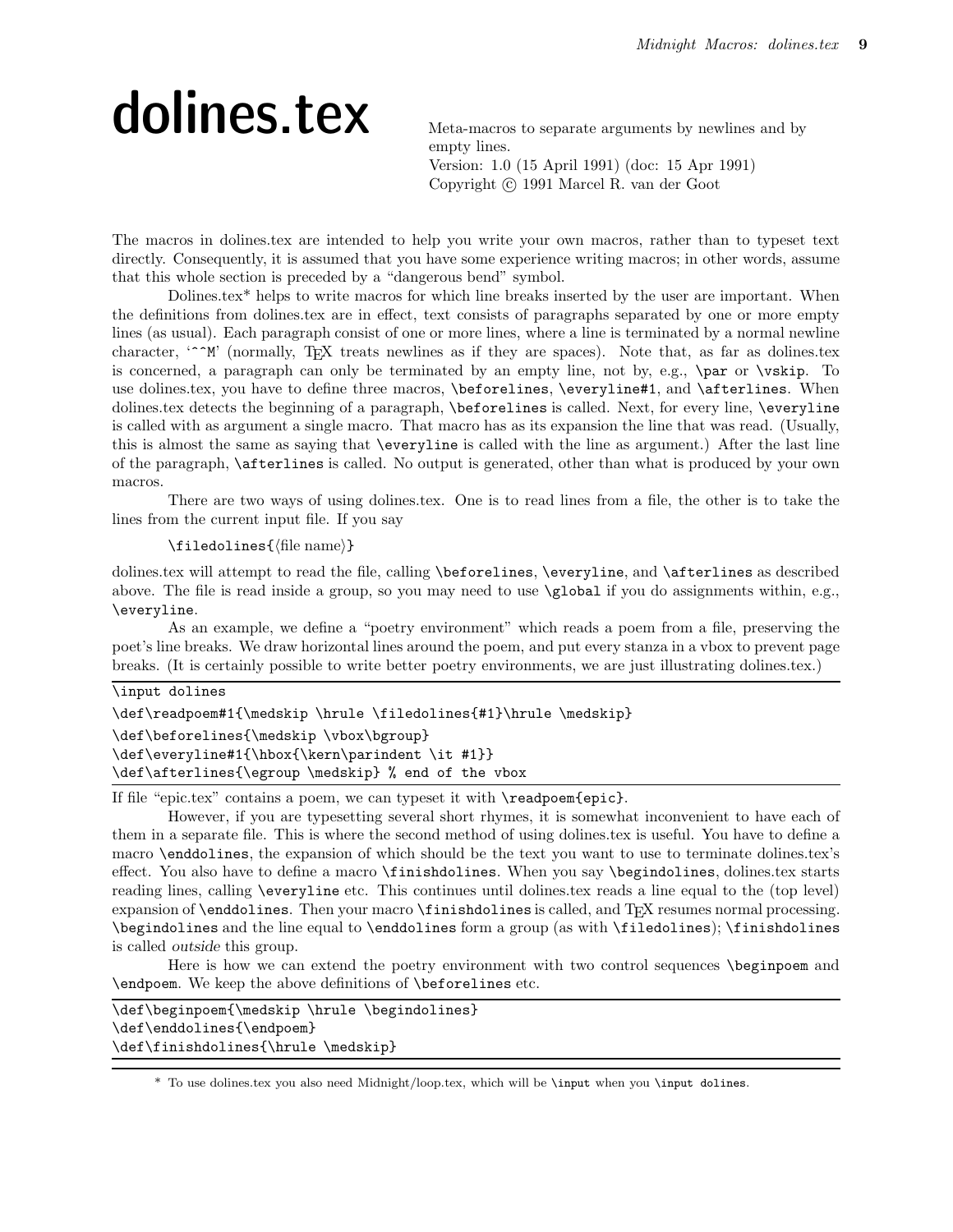# dolines.tex

Meta-macros to separate arguments by newlines and by empty lines.
Version: 1.0 (15 April 1991) (doc: 15 Apr 1991)
Copyright © 1991 Marcel R. van der Goot

The macros in dolines.tex are intended to help you write your own macros, rather than to typeset text directly. Consequently, it is assumed that you have some experience writing macros; in other words, assume that this whole section is preceded by a "dangerous bend" symbol.

Dolines.tex* helps to write macros for which line breaks inserted by the user are important. When the definitions from dolines.tex are in effect, text consists of paragraphs separated by one or more empty lines (as usual). Each paragraph consist of one or more lines, where a line is terminated by a normal newline character, '`^^M`' (normally, TeX treats newlines as if they are spaces). Note that, as far as dolines.tex is concerned, a paragraph can only be terminated by an empty line, not by, e.g., `\par` or `\vskip`. To use dolines.tex, you have to define three macros, `\beforelines`, `\everyline#1`, and `\afterlines`. When dolines.tex detects the beginning of a paragraph, `\beforelines` is called. Next, for every line, `\everyline` is called with as argument a single macro. That macro has as its expansion the line that was read. (Usually, this is almost the same as saying that `\everyline` is called with the line as argument.) After the last line of the paragraph, `\afterlines` is called. No output is generated, other than what is produced by your own macros.

There are two ways of using dolines.tex. One is to read lines from a file, the other is to take the lines from the current input file. If you say

`\filedolines{`⟨file name⟩`}`

dolines.tex will attempt to read the file, calling `\beforelines`, `\everyline`, and `\afterlines` as described above. The file is read inside a group, so you may need to use `\global` if you do assignments within, e.g., `\everyline`.

As an example, we define a "poetry environment" which reads a poem from a file, preserving the poet's line breaks. We draw horizontal lines around the poem, and put every stanza in a vbox to prevent page breaks. (It is certainly possible to write better poetry environments, we are just illustrating dolines.tex.)

```
\input dolines
\def\readpoem#1{\medskip \hrule \filedolines{#1}\hrule \medskip}
\def\beforelines{\medskip \vbox\bgroup}
\def\everyline#1{\hbox{\kern\parindent \it #1}}
\def\afterlines{\egroup \medskip} % end of the vbox
```

If file "epic.tex" contains a poem, we can typeset it with `\readpoem{epic}`.

However, if you are typesetting several short rhymes, it is somewhat inconvenient to have each of them in a separate file. This is where the second method of using dolines.tex is useful. You have to define a macro `\enddolines`, the expansion of which should be the text you want to use to terminate dolines.tex's effect. You also have to define a macro `\finishdolines`. When you say `\begindolines`, dolines.tex starts reading lines, calling `\everyline` etc. This continues until dolines.tex reads a line equal to the (top level) expansion of `\enddolines`. Then your macro `\finishdolines` is called, and TeX resumes normal processing. `\begindolines` and the line equal to `\enddolines` form a group (as with `\filedolines`); `\finishdolines` is called *outside* this group.

Here is how we can extend the poetry environment with two control sequences `\beginpoem` and `\endpoem`. We keep the above definitions of `\beforelines` etc.

```
\def\beginpoem{\medskip \hrule \begindolines}
\def\enddolines{\endpoem}
\def\finishdolines{\hrule \medskip}
```

---

\* To use dolines.tex you also need Midnight/loop.tex, which will be `\input` when you `\input dolines`.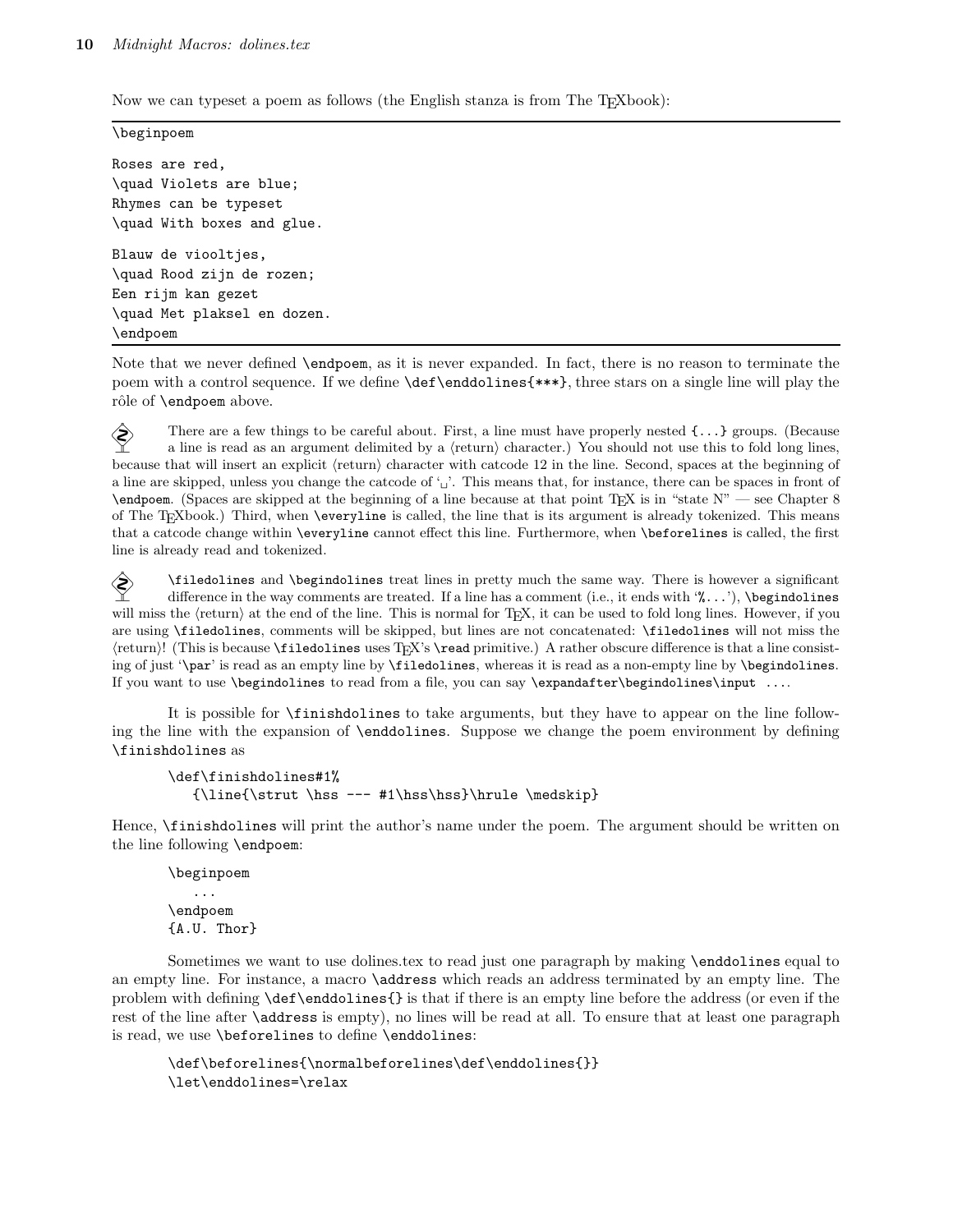Now we can typeset a poem as follows (the English stanza is from The TEXbook):

```
\beginpoem

Roses are red,
\quad Violets are blue;
Rhymes can be typeset
\quad With boxes and glue.

Blauw de viooltjes,
\quad Rood zijn de rozen;
Een rijm kan gezet
\quad Met plaksel en dozen.
\endpoem
```

Note that we never defined `\endpoem`, as it is never expanded. In fact, there is no reason to terminate the poem with a control sequence. If we define `\def\enddolines{***}`, three stars on a single line will play the rôle of `\endpoem` above.

There are a few things to be careful about. First, a line must have properly nested `{...}` groups. (Because a line is read as an argument delimited by a ⟨return⟩ character.) You should not use this to fold long lines, because that will insert an explicit ⟨return⟩ character with catcode 12 in the line. Second, spaces at the beginning of a line are skipped, unless you change the catcode of '␣'. This means that, for instance, there can be spaces in front of `\endpoem`. (Spaces are skipped at the beginning of a line because at that point TEX is in "state N" — see Chapter 8 of The TEXbook.) Third, when `\everyline` is called, the line that is its argument is already tokenized. This means that a catcode change within `\everyline` cannot effect this line. Furthermore, when `\beforelines` is called, the first line is already read and tokenized.

`\filedolines` and `\begindolines` treat lines in pretty much the same way. There is however a significant difference in the way comments are treated. If a line has a comment (i.e., it ends with '`%...`'), `\begindolines` will miss the ⟨return⟩ at the end of the line. This is normal for TEX, it can be used to fold long lines. However, if you are using `\filedolines`, comments will be skipped, but lines are not concatenated: `\filedolines` will not miss the ⟨return⟩! (This is because `\filedolines` uses TEX's `\read` primitive.) A rather obscure difference is that a line consisting of just '`\par`' is read as an empty line by `\filedolines`, whereas it is read as a non-empty line by `\begindolines`. If you want to use `\begindolines` to read from a file, you can say `\expandafter\begindolines\input ...`.

It is possible for `\finishdolines` to take arguments, but they have to appear on the line following the line with the expansion of `\enddolines`. Suppose we change the poem environment by defining `\finishdolines` as

```
\def\finishdolines#1%
   {\line{\strut \hss --- #1\hss\hss}\hrule \medskip}
```

Hence, `\finishdolines` will print the author's name under the poem. The argument should be written on the line following `\endpoem`:

```
\beginpoem
   ...
\endpoem
{A.U. Thor}
```

Sometimes we want to use dolines.tex to read just one paragraph by making `\enddolines` equal to an empty line. For instance, a macro `\address` which reads an address terminated by an empty line. The problem with defining `\def\enddolines{}` is that if there is an empty line before the address (or even if the rest of the line after `\address` is empty), no lines will be read at all. To ensure that at least one paragraph is read, we use `\beforelines` to define `\enddolines`:

```
\def\beforelines{\normalbeforelines\def\enddolines{}}
\let\enddolines=\relax
```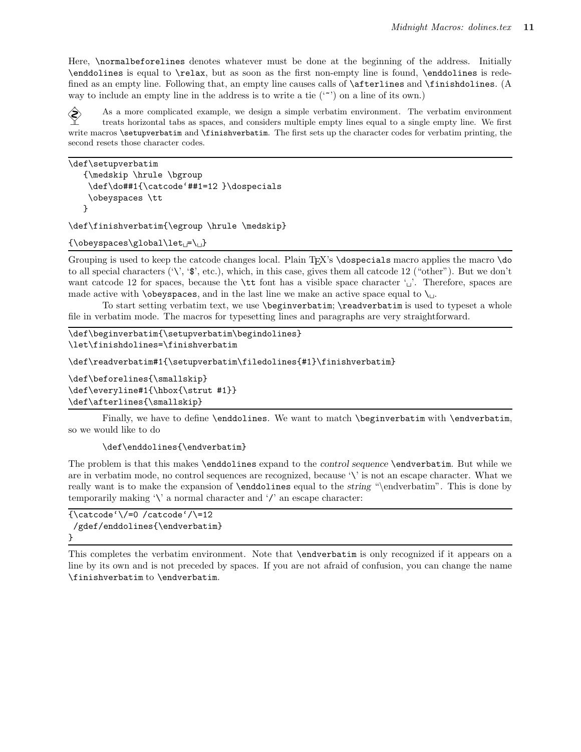Here, `\normalbeforelines` denotes whatever must be done at the beginning of the address. Initially `\enddolines` is equal to `\relax`, but as soon as the first non-empty line is found, `\enddolines` is redefined as an empty line. Following that, an empty line causes calls of `\afterlines` and `\finishdolines`. (A way to include an empty line in the address is to write a tie (‘~’) on a line of its own.)

As a more complicated example, we design a simple verbatim environment. The verbatim environment treats horizontal tabs as spaces, and considers multiple empty lines equal to a single empty line. We first write macros `\setupverbatim` and `\finishverbatim`. The first sets up the character codes for verbatim printing, the second resets those character codes.

```
\def\setupverbatim
   {\medskip \hrule \bgroup
    \def\do##1{\catcode`##1=12 }\dospecials
    \obeyspaces \tt
   }

\def\finishverbatim{\egroup \hrule \medskip}

{\obeyspaces\global\let␣=\␣}
```

Grouping is used to keep the catcode changes local. Plain TeX’s `\dospecials` macro applies the macro `\do` to all special characters (‘\’, ‘$’, etc.), which, in this case, gives them all catcode 12 (“other”). But we don’t want catcode 12 for spaces, because the `\tt` font has a visible space character ‘␣’. Therefore, spaces are made active with `\obeyspaces`, and in the last line we make an active space equal to `\␣`.

To start setting verbatim text, we use `\beginverbatim`; `\readverbatim` is used to typeset a whole file in verbatim mode. The macros for typesetting lines and paragraphs are very straightforward.

```
\def\beginverbatim{\setupverbatim\begindolines}
\let\finishdolines=\finishverbatim

\def\readverbatim#1{\setupverbatim\filedolines{#1}\finishverbatim}

\def\beforelines{\smallskip}
\def\everyline#1{\hbox{\strut #1}}
\def\afterlines{\smallskip}
```

Finally, we have to define `\enddolines`. We want to match `\beginverbatim` with `\endverbatim`, so we would like to do

```
\def\enddolines{\endverbatim}
```

The problem is that this makes `\enddolines` expand to the *control sequence* `\endverbatim`. But while we are in verbatim mode, no control sequences are recognized, because ‘\’ is not an escape character. What we really want is to make the expansion of `\enddolines` equal to the *string* “\endverbatim”. This is done by temporarily making ‘\’ a normal character and ‘/’ an escape character:

```
{\catcode`\/=0 /catcode`/\=12
 /gdef/enddolines{\endverbatim}
}
```

This completes the verbatim environment. Note that `\endverbatim` is only recognized if it appears on a line by its own and is not preceded by spaces. If you are not afraid of confusion, you can change the name `\finishverbatim` to `\endverbatim`.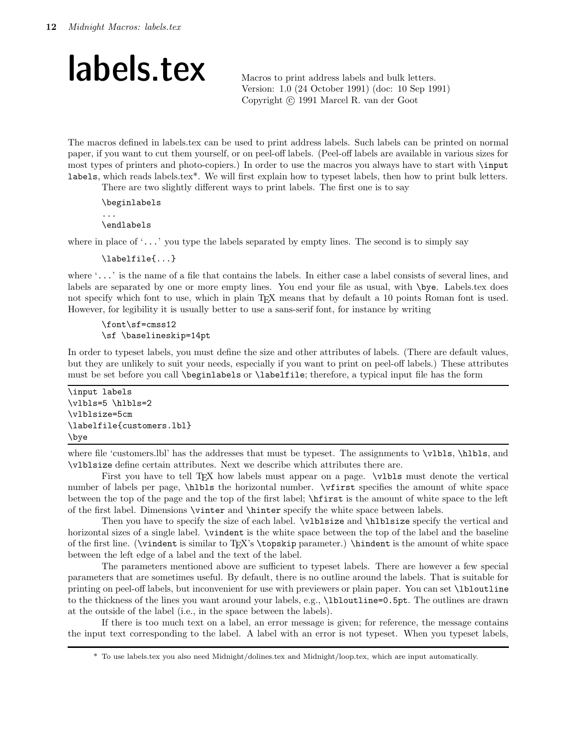# labels.tex

Macros to print address labels and bulk letters.
Version: 1.0 (24 October 1991) (doc: 10 Sep 1991)
Copyright © 1991 Marcel R. van der Goot

The macros defined in labels.tex can be used to print address labels. Such labels can be printed on normal paper, if you want to cut them yourself, or on peel-off labels. (Peel-off labels are available in various sizes for most types of printers and photo-copiers.) In order to use the macros you always have to start with `\input labels`, which reads labels.tex*. We will first explain how to typeset labels, then how to print bulk letters.

There are two slightly different ways to print labels. The first one is to say

```
\beginlabels
...
\endlabels
```

where in place of '`...`' you type the labels separated by empty lines. The second is to simply say

```
\labelfile{...}
```

where '`...`' is the name of a file that contains the labels. In either case a label consists of several lines, and labels are separated by one or more empty lines. You end your file as usual, with `\bye`. Labels.tex does not specify which font to use, which in plain TeX means that by default a 10 points Roman font is used. However, for legibility it is usually better to use a sans-serif font, for instance by writing

```
\font\sf=cmss12
\sf \baselineskip=14pt
```

In order to typeset labels, you must define the size and other attributes of labels. (There are default values, but they are unlikely to suit your needs, especially if you want to print on peel-off labels.) These attributes must be set before you call `\beginlabels` or `\labelfile`; therefore, a typical input file has the form

```
\input labels
\vlbls=5 \hlbls=2
\vlblsize=5cm
\labelfile{customers.lbl}
\bye
```

where file 'customers.lbl' has the addresses that must be typeset. The assignments to `\vlbls`, `\hlbls`, and `\vlblsize` define certain attributes. Next we describe which attributes there are.

First you have to tell TeX how labels must appear on a page. `\vlbls` must denote the vertical number of labels per page, `\hlbls` the horizontal number. `\vfirst` specifies the amount of white space between the top of the page and the top of the first label; `\hfirst` is the amount of white space to the left of the first label. Dimensions `\vinter` and `\hinter` specify the white space between labels.

Then you have to specify the size of each label. `\vlblsize` and `\hlblsize` specify the vertical and horizontal sizes of a single label. `\vindent` is the white space between the top of the label and the baseline of the first line. (`\vindent` is similar to TeX's `\topskip` parameter.) `\hindent` is the amount of white space between the left edge of a label and the text of the label.

The parameters mentioned above are sufficient to typeset labels. There are however a few special parameters that are sometimes useful. By default, there is no outline around the labels. That is suitable for printing on peel-off labels, but inconvenient for use with previewers or plain paper. You can set `\lbloutline` to the thickness of the lines you want around your labels, e.g., `\lbloutline=0.5pt`. The outlines are drawn at the outside of the label (i.e., in the space between the labels).

If there is too much text on a label, an error message is given; for reference, the message contains the input text corresponding to the label. A label with an error is not typeset. When you typeset labels,

---

\* To use labels.tex you also need Midnight/dolines.tex and Midnight/loop.tex, which are input automatically.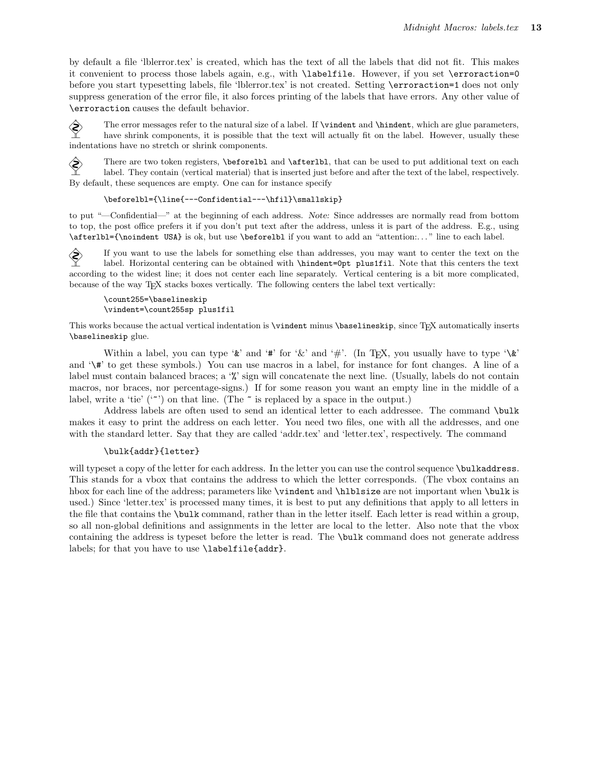by default a file 'lblerror.tex' is created, which has the text of all the labels that did not fit. This makes it convenient to process those labels again, e.g., with `\labelfile`. However, if you set `\erroraction=0` before you start typesetting labels, file 'lblerror.tex' is not created. Setting `\erroraction=1` does not only suppress generation of the error file, it also forces printing of the labels that have errors. Any other value of `\erroraction` causes the default behavior.

The error messages refer to the natural size of a label. If `\vindent` and `\hindent`, which are glue parameters, have shrink components, it is possible that the text will actually fit on the label. However, usually these indentations have no stretch or shrink components.

There are two token registers, `\beforelbl` and `\afterlbl`, that can be used to put additional text on each label. They contain ⟨vertical material⟩ that is inserted just before and after the text of the label, respectively. By default, these sequences are empty. One can for instance specify

```
\beforelbl={\line{---Confidential---\hfil}\smallskip}
```

to put "—Confidential—" at the beginning of each address. *Note:* Since addresses are normally read from bottom to top, the post office prefers it if you don't put text after the address, unless it is part of the address. E.g., using `\afterlbl={\noindent USA}` is ok, but use `\beforelbl` if you want to add an "attention:..." line to each label.

If you want to use the labels for something else than addresses, you may want to center the text on the label. Horizontal centering can be obtained with `\hindent=0pt plus1fil`. Note that this centers the text according to the widest line; it does not center each line separately. Vertical centering is a bit more complicated, because of the way TEX stacks boxes vertically. The following centers the label text vertically:

```
\count255=\baselineskip
\vindent=\count255sp plus1fil
```

This works because the actual vertical indentation is `\vindent` minus `\baselineskip`, since TEX automatically inserts `\baselineskip` glue.

Within a label, you can type '`&`' and '`#`' for '&' and '#'. (In TEX, you usually have to type '`\&`' and '`\#`' to get these symbols.) You can use macros in a label, for instance for font changes. A line of a label must contain balanced braces; a '`%`' sign will concatenate the next line. (Usually, labels do not contain macros, nor braces, nor percentage-signs.) If for some reason you want an empty line in the middle of a label, write a 'tie' ('`~`') on that line. (The `~` is replaced by a space in the output.)

Address labels are often used to send an identical letter to each addressee. The command `\bulk` makes it easy to print the address on each letter. You need two files, one with all the addresses, and one with the standard letter. Say that they are called 'addr.tex' and 'letter.tex', respectively. The command

```
\bulk{addr}{letter}
```

will typeset a copy of the letter for each address. In the letter you can use the control sequence `\bulkaddress`. This stands for a vbox that contains the address to which the letter corresponds. (The vbox contains an hbox for each line of the address; parameters like `\vindent` and `\hlblsize` are not important when `\bulk` is used.) Since 'letter.tex' is processed many times, it is best to put any definitions that apply to all letters in the file that contains the `\bulk` command, rather than in the letter itself. Each letter is read within a group, so all non-global definitions and assignments in the letter are local to the letter. Also note that the vbox containing the address is typeset before the letter is read. The `\bulk` command does not generate address labels; for that you have to use `\labelfile{addr}`.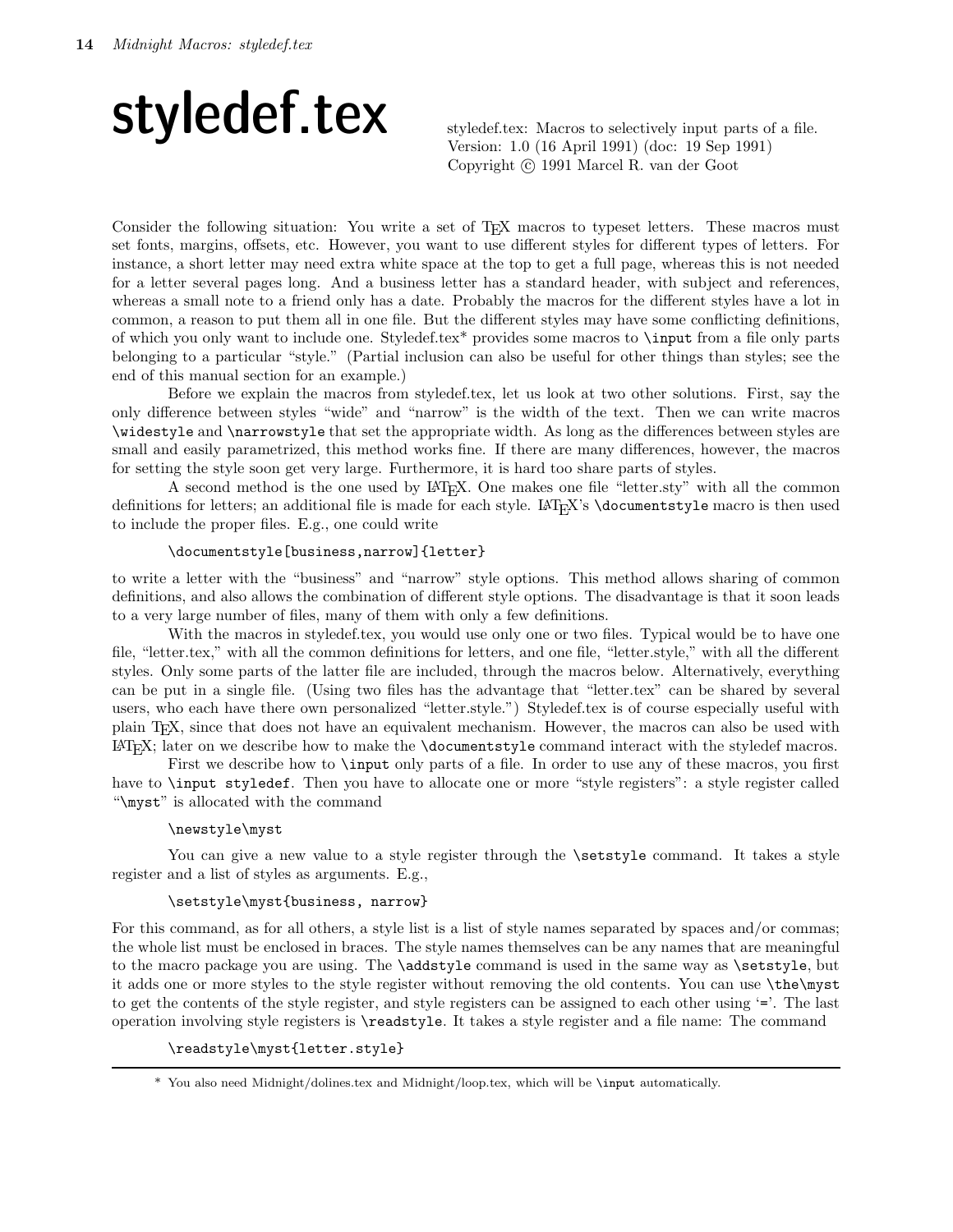// styledef.tex

styledef.tex: Macros to selectively input parts of a file.
Version: 1.0 (16 April 1991) (doc: 19 Sep 1991)
Copyright © 1991 Marcel R. van der Goot

Consider the following situation: You write a set of TeX macros to typeset letters. These macros must set fonts, margins, offsets, etc. However, you want to use different styles for different types of letters. For instance, a short letter may need extra white space at the top to get a full page, whereas this is not needed for a letter several pages long. And a business letter has a standard header, with subject and references, whereas a small note to a friend only has a date. Probably the macros for the different styles have a lot in common, a reason to put them all in one file. But the different styles may have some conflicting definitions, of which you only want to include one. Styledef.tex* provides some macros to `\input` from a file only parts belonging to a particular "style." (Partial inclusion can also be useful for other things than styles; see the end of this manual section for an example.)

Before we explain the macros from styledef.tex, let us look at two other solutions. First, say the only difference between styles "wide" and "narrow" is the width of the text. Then we can write macros `\widestyle` and `\narrowstyle` that set the appropriate width. As long as the differences between styles are small and easily parametrized, this method works fine. If there are many differences, however, the macros for setting the style soon get very large. Furthermore, it is hard too share parts of styles.

A second method is the one used by LaTeX. One makes one file "letter.sty" with all the common definitions for letters; an additional file is made for each style. LaTeX's `\documentstyle` macro is then used to include the proper files. E.g., one could write

```
\documentstyle[business,narrow]{letter}
```

to write a letter with the "business" and "narrow" style options. This method allows sharing of common definitions, and also allows the combination of different style options. The disadvantage is that it soon leads to a very large number of files, many of them with only a few definitions.

With the macros in styledef.tex, you would use only one or two files. Typical would be to have one file, "letter.tex," with all the common definitions for letters, and one file, "letter.style," with all the different styles. Only some parts of the latter file are included, through the macros below. Alternatively, everything can be put in a single file. (Using two files has the advantage that "letter.tex" can be shared by several users, who each have there own personalized "letter.style.") Styledef.tex is of course especially useful with plain TeX, since that does not have an equivalent mechanism. However, the macros can also be used with LaTeX; later on we describe how to make the `\documentstyle` command interact with the styledef macros.

First we describe how to `\input` only parts of a file. In order to use any of these macros, you first have to `\input styledef`. Then you have to allocate one or more "style registers": a style register called "`\myst`" is allocated with the command

```
\newstyle\myst
```

You can give a new value to a style register through the `\setstyle` command. It takes a style register and a list of styles as arguments. E.g.,

```
\setstyle\myst{business, narrow}
```

For this command, as for all others, a style list is a list of style names separated by spaces and/or commas; the whole list must be enclosed in braces. The style names themselves can be any names that are meaningful to the macro package you are using. The `\addstyle` command is used in the same way as `\setstyle`, but it adds one or more styles to the style register without removing the old contents. You can use `\the\myst` to get the contents of the style register, and style registers can be assigned to each other using '`=`'. The last operation involving style registers is `\readstyle`. It takes a style register and a file name: The command

```
\readstyle\myst{letter.style}
```

---

* You also need Midnight/dolines.tex and Midnight/loop.tex, which will be `\input` automatically.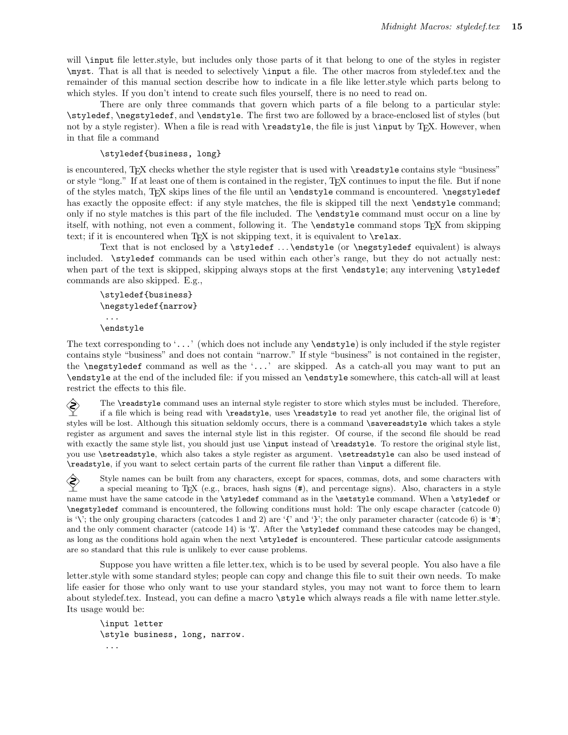will `\input` file letter.style, but includes only those parts of it that belong to one of the styles in register `\myst`. That is all that is needed to selectively `\input` a file. The other macros from styledef.tex and the remainder of this manual section describe how to indicate in a file like letter.style which parts belong to which styles. If you don't intend to create such files yourself, there is no need to read on.

There are only three commands that govern which parts of a file belong to a particular style: `\styledef`, `\negstyledef`, and `\endstyle`. The first two are followed by a brace-enclosed list of styles (but not by a style register). When a file is read with `\readstyle`, the file is just `\input` by TeX. However, when in that file a command

```
\styledef{business, long}
```

is encountered, TeX checks whether the style register that is used with `\readstyle` contains style "business" or style "long." If at least one of them is contained in the register, TeX continues to input the file. But if none of the styles match, TeX skips lines of the file until an `\endstyle` command is encountered. `\negstyledef` has exactly the opposite effect: if any style matches, the file is skipped till the next `\endstyle` command; only if no style matches is this part of the file included. The `\endstyle` command must occur on a line by itself, with nothing, not even a comment, following it. The `\endstyle` command stops TeX from skipping text; if it is encountered when TeX is not skipping text, it is equivalent to `\relax`.

Text that is not enclosed by a `\styledef` ... `\endstyle` (or `\negstyledef` equivalent) is always included. `\styledef` commands can be used within each other's range, but they do not actually nest: when part of the text is skipped, skipping always stops at the first `\endstyle`; any intervening `\styledef` commands are also skipped. E.g.,

```
\styledef{business}
\negstyledef{narrow}
 ...
\endstyle
```

The text corresponding to '`...`' (which does not include any `\endstyle`) is only included if the style register contains style "business" and does not contain "narrow." If style "business" is not contained in the register, the `\negstyledef` command as well as the '`...`' are skipped. As a catch-all you may want to put an `\endstyle` at the end of the included file: if you missed an `\endstyle` somewhere, this catch-all will at least restrict the effects to this file.

The `\readstyle` command uses an internal style register to store which styles must be included. Therefore, if a file which is being read with `\readstyle`, uses `\readstyle` to read yet another file, the original list of styles will be lost. Although this situation seldomly occurs, there is a command `\savereadstyle` which takes a style register as argument and saves the internal style list in this register. Of course, if the second file should be read with exactly the same style list, you should just use `\input` instead of `\readstyle`. To restore the original style list, you use `\setreadstyle`, which also takes a style register as argument. `\setreadstyle` can also be used instead of `\readstyle`, if you want to select certain parts of the current file rather than `\input` a different file.

Style names can be built from any characters, except for spaces, commas, dots, and some characters with a special meaning to TeX (e.g., braces, hash signs (`#`), and percentage signs). Also, characters in a style name must have the same catcode in the `\styledef` command as in the `\setstyle` command. When a `\styledef` or `\negstyledef` command is encountered, the following conditions must hold: The only escape character (catcode 0) is '\'; the only grouping characters (catcodes 1 and 2) are '`{`' and '`}`'; the only parameter character (catcode 6) is '`#`'; and the only comment character (catcode 14) is '`%`'. After the `\styledef` command these catcodes may be changed, as long as the conditions hold again when the next `\styledef` is encountered. These particular catcode assignments are so standard that this rule is unlikely to ever cause problems.

Suppose you have written a file letter.tex, which is to be used by several people. You also have a file letter.style with some standard styles; people can copy and change this file to suit their own needs. To make life easier for those who only want to use your standard styles, you may not want to force them to learn about styledef.tex. Instead, you can define a macro `\style` which always reads a file with name letter.style. Its usage would be:

```
\input letter
\style business, long, narrow.
 ...
```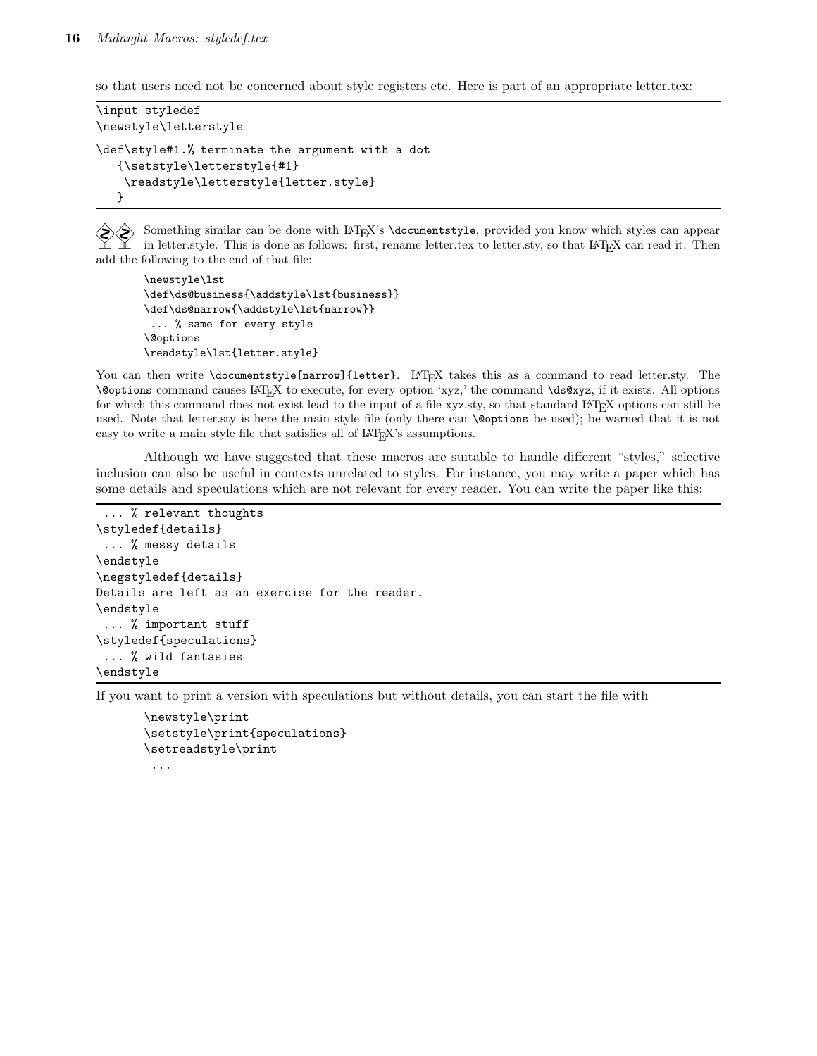so that users need not be concerned about style registers etc. Here is part of an appropriate letter.tex:

```
\input styledef
\newstyle\letterstyle

\def\style#1.% terminate the argument with a dot
   {\setstyle\letterstyle{#1}
    \readstyle\letterstyle{letter.style}
   }
```

Something similar can be done with LaTeX's `\documentstyle`, provided you know which styles can appear in letter.style. This is done as follows: first, rename letter.tex to letter.sty, so that LaTeX can read it. Then add the following to the end of that file:

```
\newstyle\lst
\def\ds@business{\addstyle\lst{business}}
\def\ds@narrow{\addstyle\lst{narrow}}
 ... % same for every style
\@options
\readstyle\lst{letter.style}
```

You can then write `\documentstyle[narrow]{letter}`. LaTeX takes this as a command to read letter.sty. The `\@options` command causes LaTeX to execute, for every option 'xyz,' the command `\ds@xyz`, if it exists. All options for which this command does not exist lead to the input of a file xyz.sty, so that standard LaTeX options can still be used. Note that letter.sty is here the main style file (only there can `\@options` be used); be warned that it is not easy to write a main style file that satisfies all of LaTeX's assumptions.

Although we have suggested that these macros are suitable to handle different "styles," selective inclusion can also be useful in contexts unrelated to styles. For instance, you may write a paper which has some details and speculations which are not relevant for every reader. You can write the paper like this:

```
 ... % relevant thoughts
\styledef{details}
 ... % messy details
\endstyle
\negstyledef{details}
Details are left as an exercise for the reader.
\endstyle
 ... % important stuff
\styledef{speculations}
 ... % wild fantasies
\endstyle
```

If you want to print a version with speculations but without details, you can start the file with

```
\newstyle\print
\setstyle\print{speculations}
\setreadstyle\print
 ...
```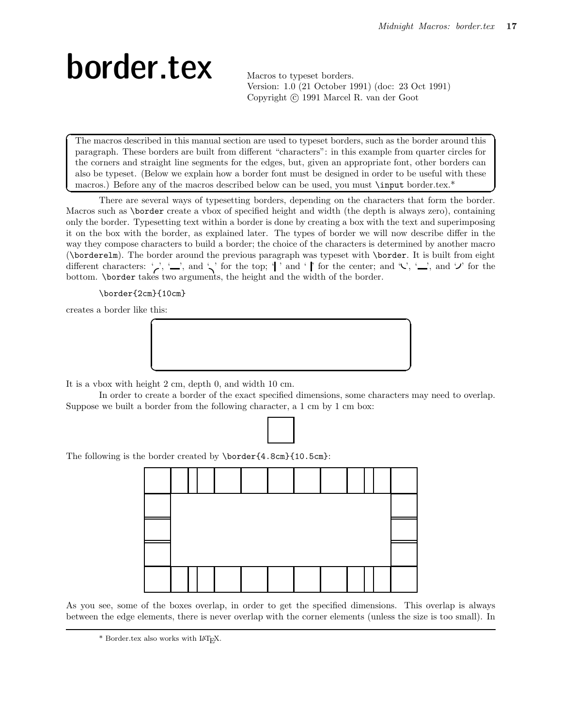# border.tex

Macros to typeset borders.
Version: 1.0 (21 October 1991) (doc: 23 Oct 1991)
Copyright © 1991 Marcel R. van der Goot

The macros described in this manual section are used to typeset borders, such as the border around this paragraph. These borders are built from different "characters": in this example from quarter circles for the corners and straight line segments for the edges, but, given an appropriate font, other borders can also be typeset. (Below we explain how a border font must be designed in order to be useful with these macros.) Before any of the macros described below can be used, you must `\input` border.tex.*

There are several ways of typesetting borders, depending on the characters that form the border. Macros such as `\border` create a vbox of specified height and width (the depth is always zero), containing only the border. Typesetting text within a border is done by creating a box with the text and superimposing it on the box with the border, as explained later. The types of border we will now describe differ in the way they compose characters to build a border; the choice of the characters is determined by another macro (`\borderelm`). The border around the previous paragraph was typeset with `\border`. It is built from eight different characters: '╭', '—', and '╮' for the top; '|' and '|' for the center; and '╰', '—', and '╯' for the bottom. `\border` takes two arguments, the height and the width of the border.

```
\border{2cm}{10cm}
```

creates a border like this:

It is a vbox with height 2 cm, depth 0, and width 10 cm.

In order to create a border of the exact specified dimensions, some characters may need to overlap. Suppose we built a border from the following character, a 1 cm by 1 cm box:

The following is the border created by `\border{4.8cm}{10.5cm}`:

As you see, some of the boxes overlap, in order to get the specified dimensions. This overlap is always between the edge elements, there is never overlap with the corner elements (unless the size is too small). In

* Border.tex also works with LaTeX.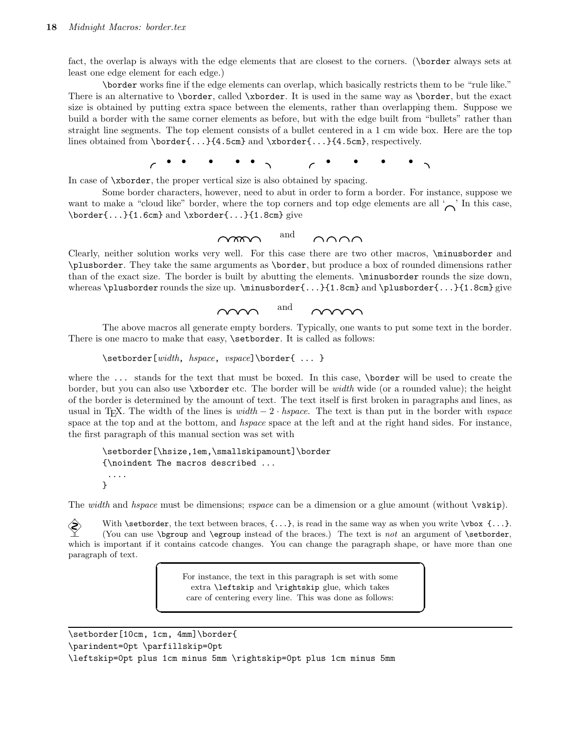fact, the overlap is always with the edge elements that are closest to the corners. (`\border` always sets at least one edge element for each edge.)

`\border` works fine if the edge elements can overlap, which basically restricts them to be "rule like." There is an alternative to `\border`, called `\xborder`. It is used in the same way as `\border`, but the exact size is obtained by putting extra space between the elements, rather than overlapping them. Suppose we build a border with the same corner elements as before, but with the edge built from "bullets" rather than straight line segments. The top element consists of a bullet centered in a 1 cm wide box. Here are the top lines obtained from `\border{...}{4.5cm}` and `\xborder{...}{4.5cm}`, respectively.

In case of `\xborder`, the proper vertical size is also obtained by spacing.

Some border characters, however, need to abut in order to form a border. For instance, suppose we want to make a "cloud like" border, where the top corners and top edge elements are all '⌒.' In this case, `\border{...}{1.6cm}` and `\xborder{...}{1.8cm}` give

and

Clearly, neither solution works very well. For this case there are two other macros, `\minusborder` and `\plusborder`. They take the same arguments as `\border`, but produce a box of rounded dimensions rather than of the exact size. The border is built by abutting the elements. `\minusborder` rounds the size down, whereas `\plusborder` rounds the size up. `\minusborder{...}{1.8cm}` and `\plusborder{...}{1.8cm}` give

and

The above macros all generate empty borders. Typically, one wants to put some text in the border. There is one macro to make that easy, `\setborder`. It is called as follows:

`\setborder[`*width*, *hspace*, *vspace*`]\border{ ... }`

where the `...` stands for the text that must be boxed. In this case, `\border` will be used to create the border, but you can also use `\xborder` etc. The border will be *width* wide (or a rounded value); the height of the border is determined by the amount of text. The text itself is first broken in paragraphs and lines, as usual in TeX. The width of the lines is $width - 2 \cdot hspace$. The text is than put in the border with *vspace* space at the top and at the bottom, and *hspace* space at the left and at the right hand sides. For instance, the first paragraph of this manual section was set with

```
\setborder[\hsize,1em,\smallskipamount]\border
{\noindent The macros described ...
 ....
}
```

The *width* and *hspace* must be dimensions; *vspace* can be a dimension or a glue amount (without `\vskip`).

With `\setborder`, the text between braces, `{...}`, is read in the same way as when you write `\vbox {...}`. (You can use `\bgroup` and `\egroup` instead of the braces.) The text is *not* an argument of `\setborder`, which is important if it contains catcode changes. You can change the paragraph shape, or have more than one paragraph of text.

For instance, the text in this paragraph is set with some extra `\leftskip` and `\rightskip` glue, which takes care of centering every line. This was done as follows:

```
\setborder[10cm, 1cm, 4mm]\border{
\parindent=0pt \parfillskip=0pt
\leftskip=0pt plus 1cm minus 5mm \rightskip=0pt plus 1cm minus 5mm
```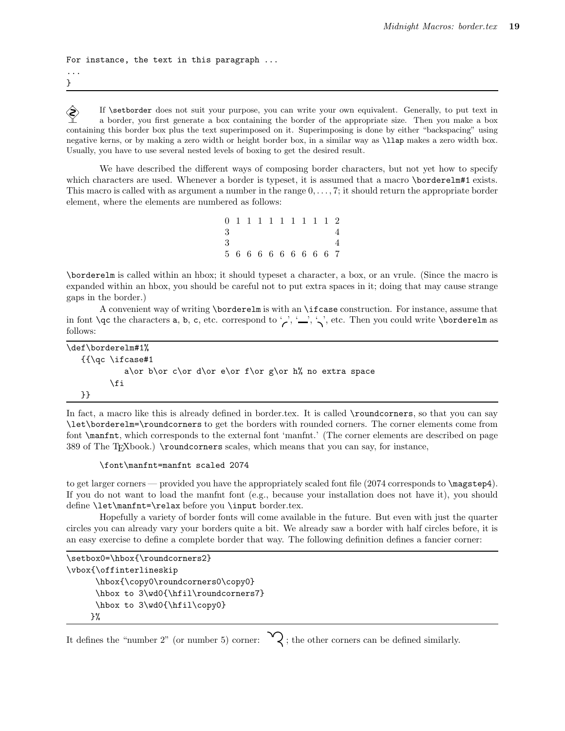```
For instance, the text in this paragraph ...
...
}
```

If \setborder does not suit your purpose, you can write your own equivalent. Generally, to put text in a border, you first generate a box containing the border of the appropriate size. Then you make a box containing this border box plus the text superimposed on it. Superimposing is done by either "backspacing" using negative kerns, or by making a zero width or height border box, in a similar way as \llap makes a zero width box. Usually, you have to use several nested levels of boxing to get the desired result.

We have described the different ways of composing border characters, but not yet how to specify which characters are used. Whenever a border is typeset, it is assumed that a macro \borderelm#1 exists. This macro is called with as argument a number in the range $0, \ldots, 7$; it should return the appropriate border element, where the elements are numbered as follows:

```
0 1 1 1 1 1 1 1 1 1 2
3                   4
3                   4
5 6 6 6 6 6 6 6 6 6 7
```

\borderelm is called within an hbox; it should typeset a character, a box, or an vrule. (Since the macro is expanded within an hbox, you should be careful not to put extra spaces in it; doing that may cause strange gaps in the border.)

A convenient way of writing \borderelm is with an \ifcase construction. For instance, assume that in font \qc the characters a, b, c, etc. correspond to '╭', '—', '╮', etc. Then you could write \borderelm as follows:

```
\def\borderelm#1%
   {{\qc \ifcase#1
           a\or b\or c\or d\or e\or f\or g\or h% no extra space
        \fi
   }}
```

In fact, a macro like this is already defined in border.tex. It is called \roundcorners, so that you can say \let\borderelm=\roundcorners to get the borders with rounded corners. The corner elements come from font \manfnt, which corresponds to the external font 'manfnt.' (The corner elements are described on page 389 of The TEXbook.) \roundcorners scales, which means that you can say, for instance,

```
\font\manfnt=manfnt scaled 2074
```

to get larger corners — provided you have the appropriately scaled font file (2074 corresponds to \magstep4). If you do not want to load the manfnt font (e.g., because your installation does not have it), you should define \let\manfnt=\relax before you \input border.tex.

Hopefully a variety of border fonts will come available in the future. But even with just the quarter circles you can already vary your borders quite a bit. We already saw a border with half circles before, it is an easy exercise to define a complete border that way. The following definition defines a fancier corner:

```
\setbox0=\hbox{\roundcorners2}
\vbox{\offinterlineskip
      \hbox{\copy0\roundcorners0\copy0}
      \hbox to 3\wd0{\hfil\roundcorners7}
      \hbox to 3\wd0{\hfil\copy0}
     }%
```

It defines the "number 2" (or number 5) corner: ; the other corners can be defined similarly.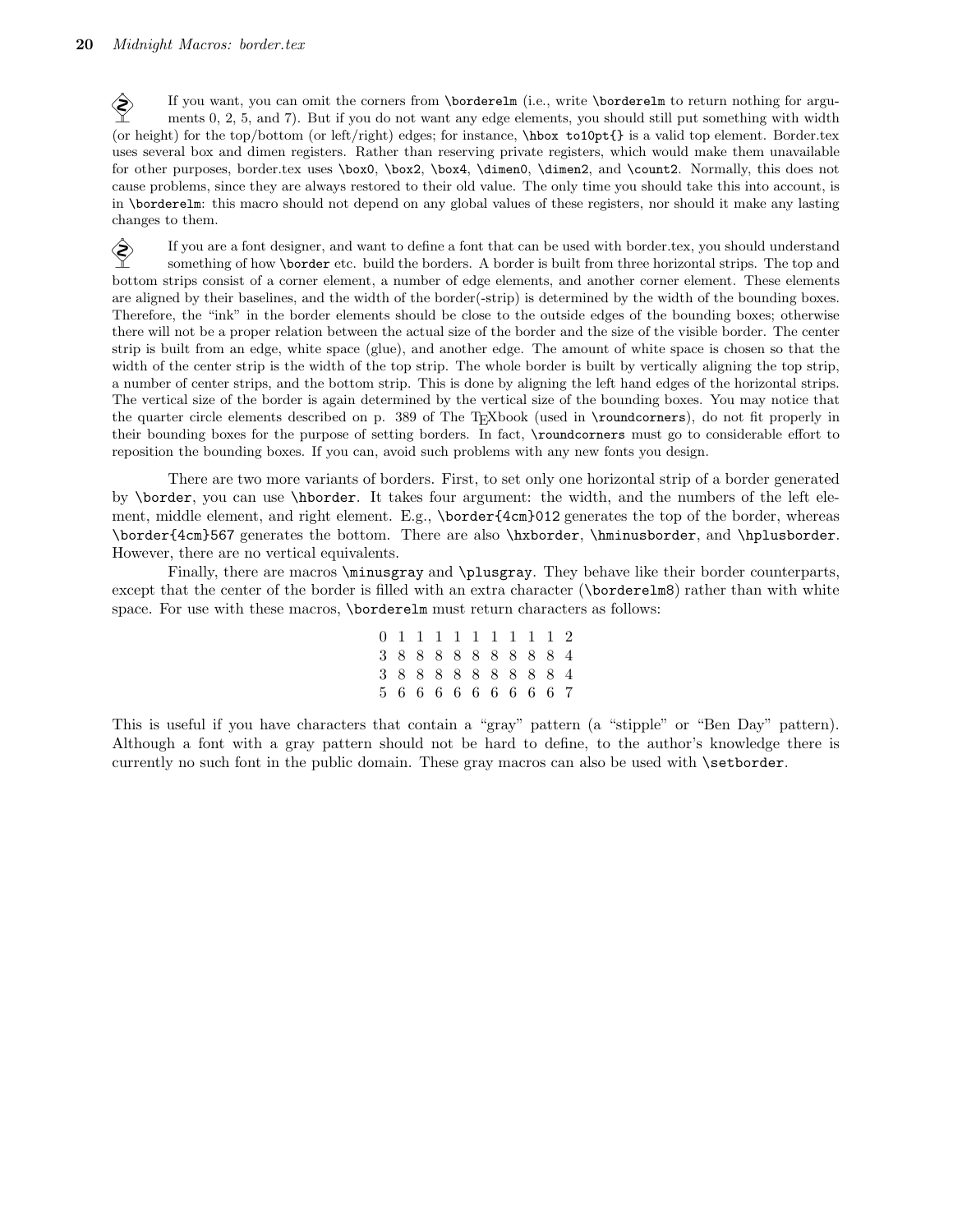If you want, you can omit the corners from `\borderelm` (i.e., write `\borderelm` to return nothing for arguments 0, 2, 5, and 7). But if you do not want any edge elements, you should still put something with width (or height) for the top/bottom (or left/right) edges; for instance, `\hbox to10pt{}` is a valid top element. Border.tex uses several box and dimen registers. Rather than reserving private registers, which would make them unavailable for other purposes, border.tex uses `\box0`, `\box2`, `\box4`, `\dimen0`, `\dimen2`, and `\count2`. Normally, this does not cause problems, since they are always restored to their old value. The only time you should take this into account, is in `\borderelm`: this macro should not depend on any global values of these registers, nor should it make any lasting changes to them.

If you are a font designer, and want to define a font that can be used with border.tex, you should understand something of how `\border` etc. build the borders. A border is built from three horizontal strips. The top and bottom strips consist of a corner element, a number of edge elements, and another corner element. These elements are aligned by their baselines, and the width of the border(-strip) is determined by the width of the bounding boxes. Therefore, the "ink" in the border elements should be close to the outside edges of the bounding boxes; otherwise there will not be a proper relation between the actual size of the border and the size of the visible border. The center strip is built from an edge, white space (glue), and another edge. The amount of white space is chosen so that the width of the center strip is the width of the top strip. The whole border is built by vertically aligning the top strip, a number of center strips, and the bottom strip. This is done by aligning the left hand edges of the horizontal strips. The vertical size of the border is again determined by the vertical size of the bounding boxes. You may notice that the quarter circle elements described on p. 389 of The TEXbook (used in `\roundcorners`), do not fit properly in their bounding boxes for the purpose of setting borders. In fact, `\roundcorners` must go to considerable effort to reposition the bounding boxes. If you can, avoid such problems with any new fonts you design.

There are two more variants of borders. First, to set only one horizontal strip of a border generated by `\border`, you can use `\hborder`. It takes four argument: the width, and the numbers of the left element, middle element, and right element. E.g., `\border{4cm}012` generates the top of the border, whereas `\border{4cm}567` generates the bottom. There are also `\hxborder`, `\hminusborder`, and `\hplusborder`. However, there are no vertical equivalents.

Finally, there are macros `\minusgray` and `\plusgray`. They behave like their border counterparts, except that the center of the border is filled with an extra character (`\borderelm8`) rather than with white space. For use with these macros, `\borderelm` must return characters as follows:

```
0 1 1 1 1 1 1 1 1 1 2
3 8 8 8 8 8 8 8 8 8 4
3 8 8 8 8 8 8 8 8 8 4
5 6 6 6 6 6 6 6 6 6 7
```

This is useful if you have characters that contain a "gray" pattern (a "stipple" or "Ben Day" pattern). Although a font with a gray pattern should not be hard to define, to the author's knowledge there is currently no such font in the public domain. These gray macros can also be used with `\setborder`.